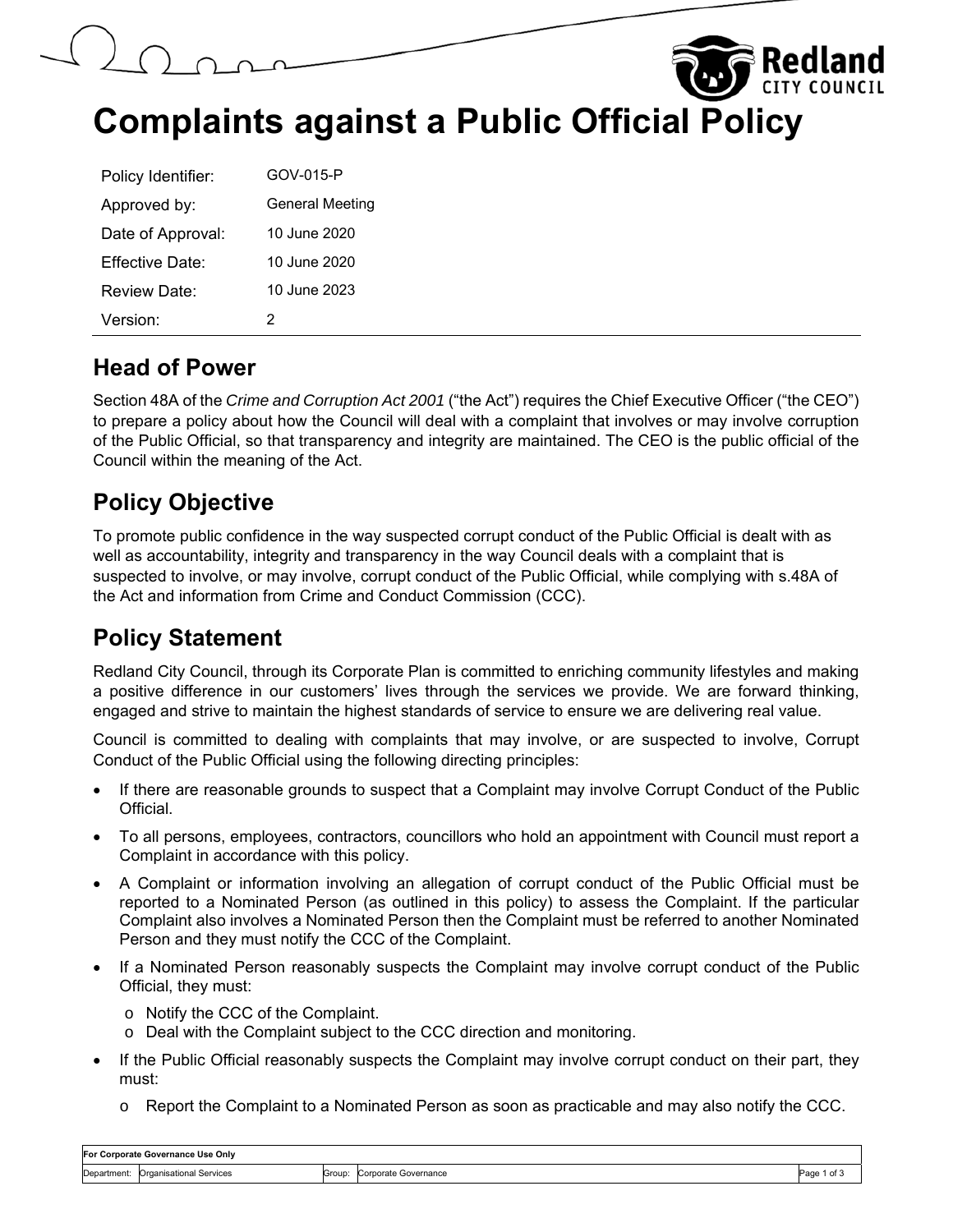# Complaints against a Public Official Policy

| Policy Identifier: | GOV-015-P |
|---|---|
| Approved by: | General Meeting |
| Date of Approval: | 10 June 2020 |
| Effective Date: | 10 June 2020 |
| Review Date: | 10 June 2023 |
| Version: | 2 |

## Head of Power

Section 48A of the *Crime and Corruption Act 2001* ("the Act") requires the Chief Executive Officer ("the CEO") to prepare a policy about how the Council will deal with a complaint that involves or may involve corruption of the Public Official, so that transparency and integrity are maintained. The CEO is the public official of the Council within the meaning of the Act.

## Policy Objective

To promote public confidence in the way suspected corrupt conduct of the Public Official is dealt with as well as accountability, integrity and transparency in the way Council deals with a complaint that is suspected to involve, or may involve, corrupt conduct of the Public Official, while complying with s.48A of the Act and information from Crime and Conduct Commission (CCC).

## Policy Statement

Redland City Council, through its Corporate Plan is committed to enriching community lifestyles and making a positive difference in our customers' lives through the services we provide. We are forward thinking, engaged and strive to maintain the highest standards of service to ensure we are delivering real value.

Council is committed to dealing with complaints that may involve, or are suspected to involve, Corrupt Conduct of the Public Official using the following directing principles:

- If there are reasonable grounds to suspect that a Complaint may involve Corrupt Conduct of the Public Official.
- To all persons, employees, contractors, councillors who hold an appointment with Council must report a Complaint in accordance with this policy.
- A Complaint or information involving an allegation of corrupt conduct of the Public Official must be reported to a Nominated Person (as outlined in this policy) to assess the Complaint. If the particular Complaint also involves a Nominated Person then the Complaint must be referred to another Nominated Person and they must notify the CCC of the Complaint.
- If a Nominated Person reasonably suspects the Complaint may involve corrupt conduct of the Public Official, they must:
  - Notify the CCC of the Complaint.
  - Deal with the Complaint subject to the CCC direction and monitoring.
- If the Public Official reasonably suspects the Complaint may involve corrupt conduct on their part, they must:
  - Report the Complaint to a Nominated Person as soon as practicable and may also notify the CCC.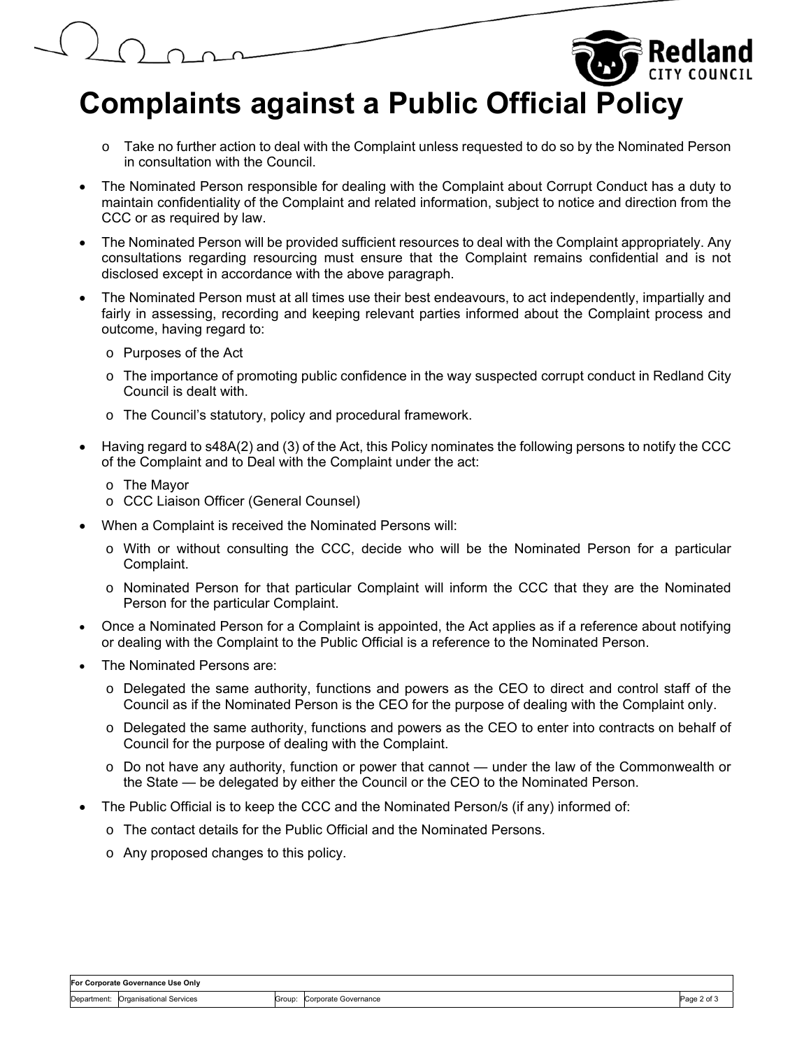- Take no further action to deal with the Complaint unless requested to do so by the Nominated Person in consultation with the Council.

- The Nominated Person responsible for dealing with the Complaint about Corrupt Conduct has a duty to maintain confidentiality of the Complaint and related information, subject to notice and direction from the CCC or as required by law.

- The Nominated Person will be provided sufficient resources to deal with the Complaint appropriately. Any consultations regarding resourcing must ensure that the Complaint remains confidential and is not disclosed except in accordance with the above paragraph.

- The Nominated Person must at all times use their best endeavours, to act independently, impartially and fairly in assessing, recording and keeping relevant parties informed about the Complaint process and outcome, having regard to:
  - Purposes of the Act
  - The importance of promoting public confidence in the way suspected corrupt conduct in Redland City Council is dealt with.
  - The Council's statutory, policy and procedural framework.

- Having regard to s48A(2) and (3) of the Act, this Policy nominates the following persons to notify the CCC of the Complaint and to Deal with the Complaint under the act:
  - The Mayor
  - CCC Liaison Officer (General Counsel)

- When a Complaint is received the Nominated Persons will:
  - With or without consulting the CCC, decide who will be the Nominated Person for a particular Complaint.
  - Nominated Person for that particular Complaint will inform the CCC that they are the Nominated Person for the particular Complaint.

- Once a Nominated Person for a Complaint is appointed, the Act applies as if a reference about notifying or dealing with the Complaint to the Public Official is a reference to the Nominated Person.

- The Nominated Persons are:
  - Delegated the same authority, functions and powers as the CEO to direct and control staff of the Council as if the Nominated Person is the CEO for the purpose of dealing with the Complaint only.
  - Delegated the same authority, functions and powers as the CEO to enter into contracts on behalf of Council for the purpose of dealing with the Complaint.
  - Do not have any authority, function or power that cannot — under the law of the Commonwealth or the State — be delegated by either the Council or the CEO to the Nominated Person.

- The Public Official is to keep the CCC and the Nominated Person/s (if any) informed of:
  - The contact details for the Public Official and the Nominated Persons.
  - Any proposed changes to this policy.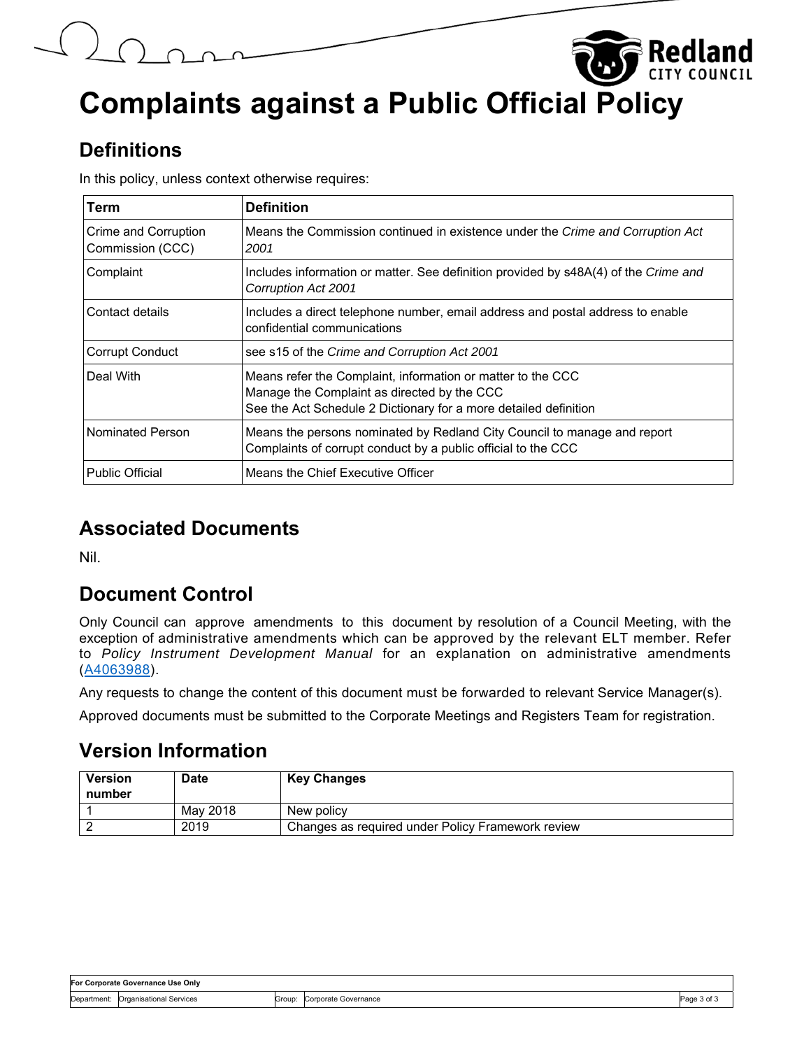# Complaints against a Public Official Policy

## Definitions

In this policy, unless context otherwise requires:

| Term | Definition |
|---|---|
| Crime and Corruption Commission (CCC) | Means the Commission continued in existence under the *Crime and Corruption Act 2001* |
| Complaint | Includes information or matter. See definition provided by s48A(4) of the *Crime and Corruption Act 2001* |
| Contact details | Includes a direct telephone number, email address and postal address to enable confidential communications |
| Corrupt Conduct | see s15 of the *Crime and Corruption Act 2001* |
| Deal With | Means refer the Complaint, information or matter to the CCC<br>Manage the Complaint as directed by the CCC<br>See the Act Schedule 2 Dictionary for a more detailed definition |
| Nominated Person | Means the persons nominated by Redland City Council to manage and report Complaints of corrupt conduct by a public official to the CCC |
| Public Official | Means the Chief Executive Officer |

## Associated Documents

Nil.

## Document Control

Only Council can approve amendments to this document by resolution of a Council Meeting, with the exception of administrative amendments which can be approved by the relevant ELT member. Refer to *Policy Instrument Development Manual* for an explanation on administrative amendments (A4063988).

Any requests to change the content of this document must be forwarded to relevant Service Manager(s).

Approved documents must be submitted to the Corporate Meetings and Registers Team for registration.

## Version Information

| Version number | Date | Key Changes |
|---|---|---|
| 1 | May 2018 | New policy |
| 2 | 2019 | Changes as required under Policy Framework review |

| For Corporate Governance Use Only | | | |
|---|---|---|---|
| Department: Organisational Services | | Group: Corporate Governance | |